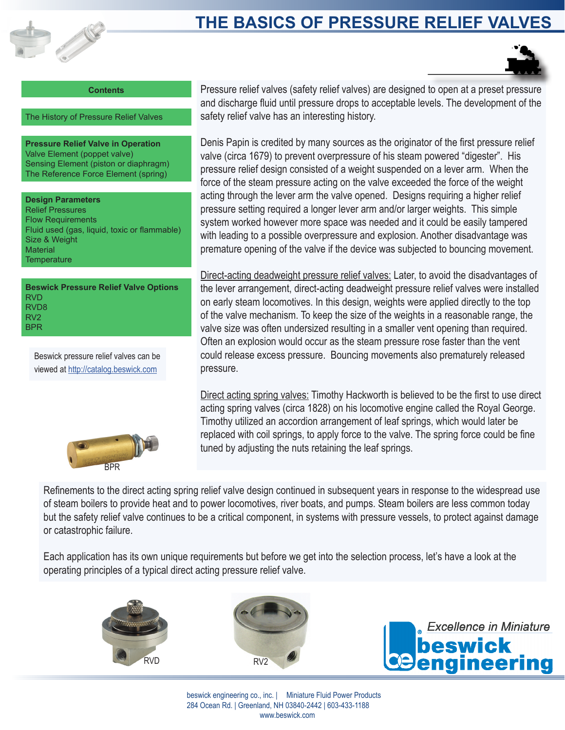# THE BASICS OF PRESSURE RELIEF VALVES

**Contents**

The History of Pressure Relief Valves

**Pressure Relief Valve in Operation**
Valve Element (poppet valve)
Sensing Element (piston or diaphragm)
The Reference Force Element (spring)

**Design Parameters**
Relief Pressures
Flow Requirements
Fluid used (gas, liquid, toxic or flammable)
Size & Weight
Material
Temperature

**Beswick Pressure Relief Valve Options**
RVD
RVD8
RV2
BPR

Beswick pressure relief valves can be viewed at http://catalog.beswick.com

BPR

Pressure relief valves (safety relief valves) are designed to open at a preset pressure and discharge fluid until pressure drops to acceptable levels. The development of the safety relief valve has an interesting history.

Denis Papin is credited by many sources as the originator of the first pressure relief valve (circa 1679) to prevent overpressure of his steam powered "digester". His pressure relief design consisted of a weight suspended on a lever arm. When the force of the steam pressure acting on the valve exceeded the force of the weight acting through the lever arm the valve opened. Designs requiring a higher relief pressure setting required a longer lever arm and/or larger weights. This simple system worked however more space was needed and it could be easily tampered with leading to a possible overpressure and explosion. Another disadvantage was premature opening of the valve if the device was subjected to bouncing movement.

Direct-acting deadweight pressure relief valves: Later, to avoid the disadvantages of the lever arrangement, direct-acting deadweight pressure relief valves were installed on early steam locomotives. In this design, weights were applied directly to the top of the valve mechanism. To keep the size of the weights in a reasonable range, the valve size was often undersized resulting in a smaller vent opening than required. Often an explosion would occur as the steam pressure rose faster than the vent could release excess pressure. Bouncing movements also prematurely released pressure.

Direct acting spring valves: Timothy Hackworth is believed to be the first to use direct acting spring valves (circa 1828) on his locomotive engine called the Royal George. Timothy utilized an accordion arrangement of leaf springs, which would later be replaced with coil springs, to apply force to the valve. The spring force could be fine tuned by adjusting the nuts retaining the leaf springs.

Refinements to the direct acting spring relief valve design continued in subsequent years in response to the widespread use of steam boilers to provide heat and to power locomotives, river boats, and pumps. Steam boilers are less common today but the safety relief valve continues to be a critical component, in systems with pressure vessels, to protect against damage or catastrophic failure.

Each application has its own unique requirements but before we get into the selection process, let's have a look at the operating principles of a typical direct acting pressure relief valve.

RVD

RV2

Excellence in Miniature
beswick engineering

beswick engineering co., inc. | Miniature Fluid Power Products
284 Ocean Rd. | Greenland, NH 03840-2442 | 603-433-1188
www.beswick.com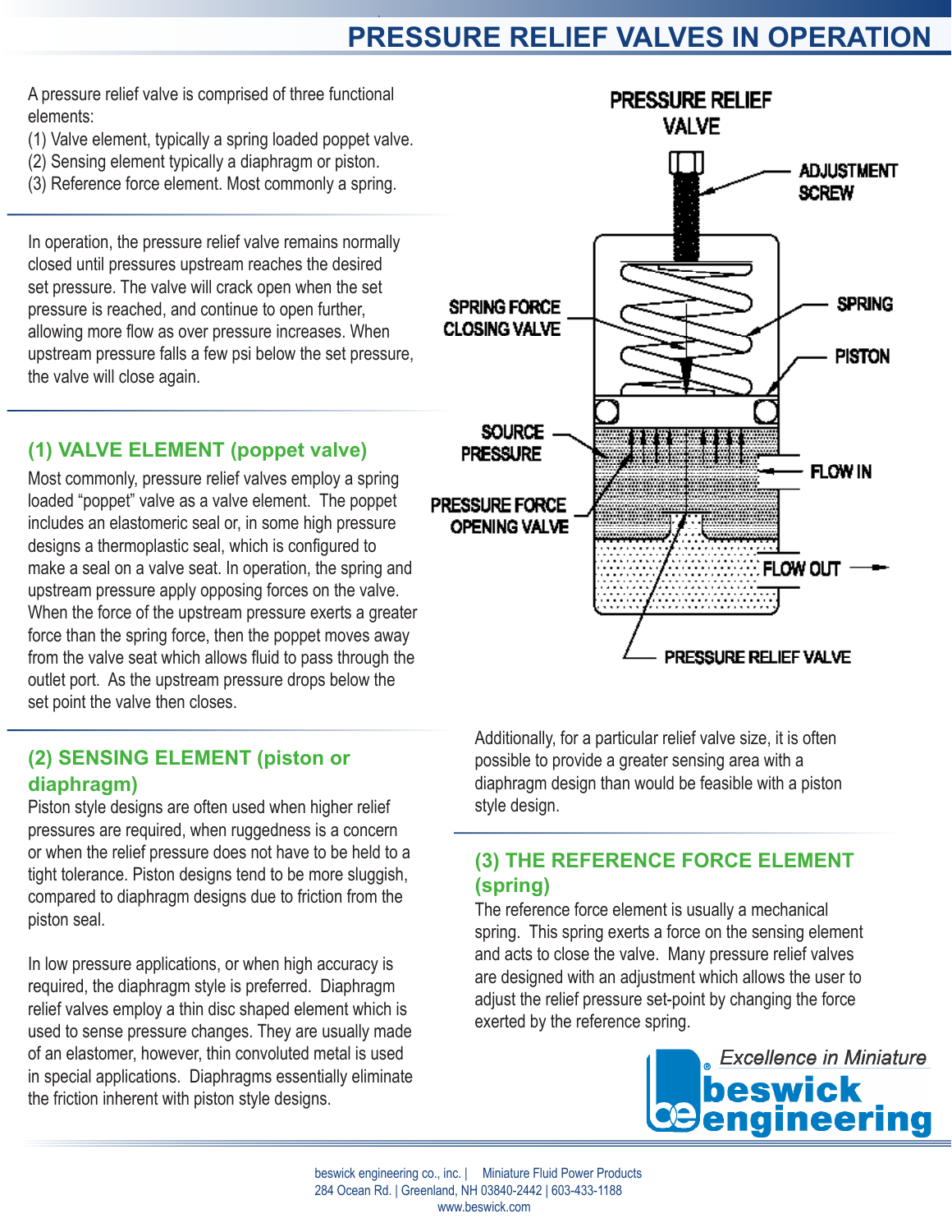# PRESSURE RELIEF VALVES IN OPERATION

A pressure relief valve is comprised of three functional elements:

(1) Valve element, typically a spring loaded poppet valve.
(2) Sensing element typically a diaphragm or piston.
(3) Reference force element. Most commonly a spring.

In operation, the pressure relief valve remains normally closed until pressures upstream reaches the desired set pressure. The valve will crack open when the set pressure is reached, and continue to open further, allowing more flow as over pressure increases. When upstream pressure falls a few psi below the set pressure, the valve will close again.

PRESSURE RELIEF VALVE

ADJUSTMENT SCREW

SPRING FORCE CLOSING VALVE

SPRING

PISTON

SOURCE PRESSURE

FLOW IN

PRESSURE FORCE OPENING VALVE

FLOW OUT

PRESSURE RELIEF VALVE

## (1) VALVE ELEMENT (poppet valve)

Most commonly, pressure relief valves employ a spring loaded "poppet" valve as a valve element. The poppet includes an elastomeric seal or, in some high pressure designs a thermoplastic seal, which is configured to make a seal on a valve seat. In operation, the spring and upstream pressure apply opposing forces on the valve. When the force of the upstream pressure exerts a greater force than the spring force, then the poppet moves away from the valve seat which allows fluid to pass through the outlet port. As the upstream pressure drops below the set point the valve then closes.

## (2) SENSING ELEMENT (piston or diaphragm)

Piston style designs are often used when higher relief pressures are required, when ruggedness is a concern or when the relief pressure does not have to be held to a tight tolerance. Piston designs tend to be more sluggish, compared to diaphragm designs due to friction from the piston seal.

In low pressure applications, or when high accuracy is required, the diaphragm style is preferred. Diaphragm relief valves employ a thin disc shaped element which is used to sense pressure changes. They are usually made of an elastomer, however, thin convoluted metal is used in special applications. Diaphragms essentially eliminate the friction inherent with piston style designs.

Additionally, for a particular relief valve size, it is often possible to provide a greater sensing area with a diaphragm design than would be feasible with a piston style design.

## (3) THE REFERENCE FORCE ELEMENT (spring)

The reference force element is usually a mechanical spring. This spring exerts a force on the sensing element and acts to close the valve. Many pressure relief valves are designed with an adjustment which allows the user to adjust the relief pressure set-point by changing the force exerted by the reference spring.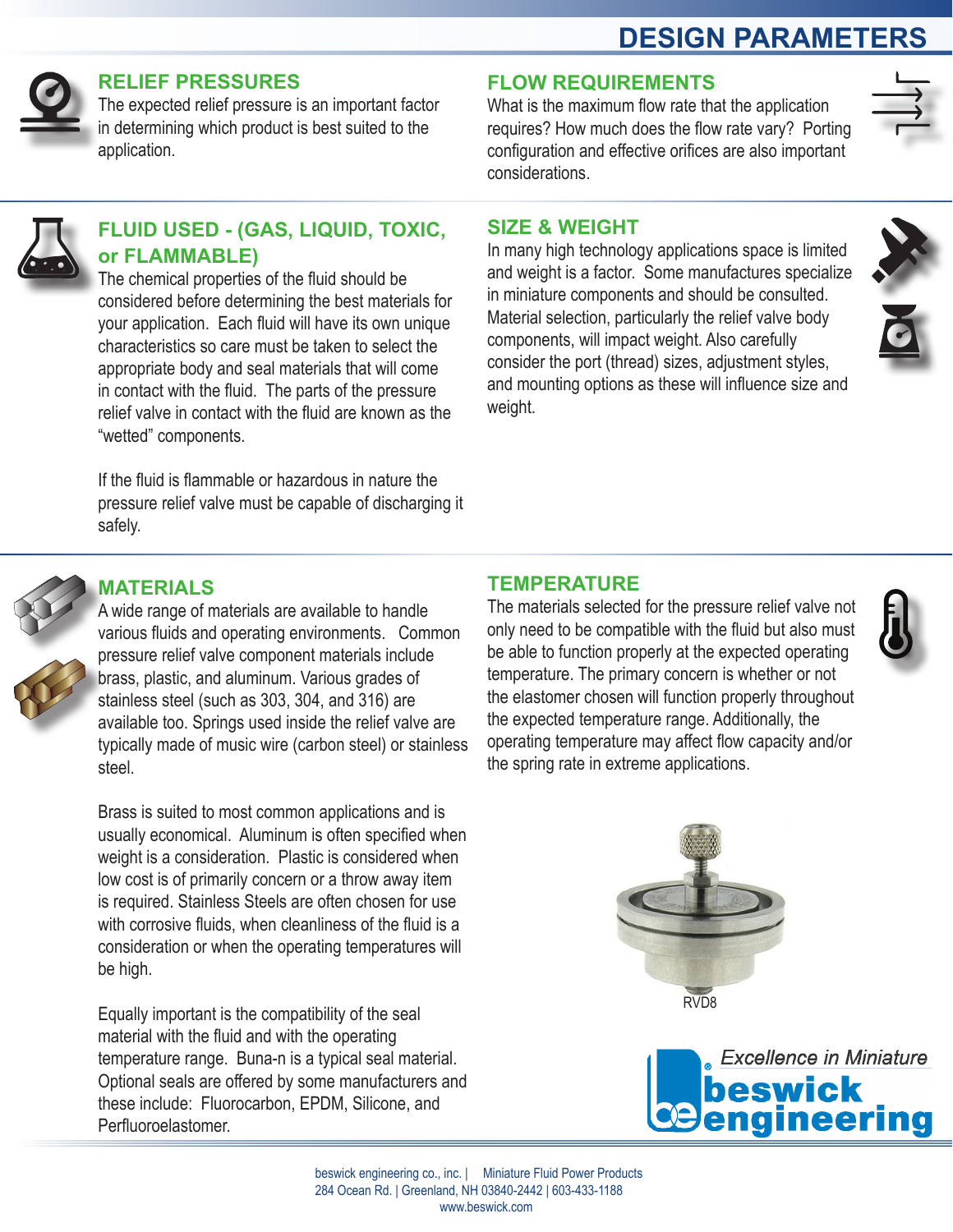# DESIGN PARAMETERS

## RELIEF PRESSURES

The expected relief pressure is an important factor in determining which product is best suited to the application.

## FLOW REQUIREMENTS

What is the maximum flow rate that the application requires? How much does the flow rate vary? Porting configuration and effective orifices are also important considerations.

## FLUID USED - (GAS, LIQUID, TOXIC, or FLAMMABLE)

The chemical properties of the fluid should be considered before determining the best materials for your application. Each fluid will have its own unique characteristics so care must be taken to select the appropriate body and seal materials that will come in contact with the fluid. The parts of the pressure relief valve in contact with the fluid are known as the “wetted” components.

If the fluid is flammable or hazardous in nature the pressure relief valve must be capable of discharging it safely.

## SIZE & WEIGHT

In many high technology applications space is limited and weight is a factor. Some manufactures specialize in miniature components and should be consulted. Material selection, particularly the relief valve body components, will impact weight. Also carefully consider the port (thread) sizes, adjustment styles, and mounting options as these will influence size and weight.

## MATERIALS

A wide range of materials are available to handle various fluids and operating environments. Common pressure relief valve component materials include brass, plastic, and aluminum. Various grades of stainless steel (such as 303, 304, and 316) are available too. Springs used inside the relief valve are typically made of music wire (carbon steel) or stainless steel.

Brass is suited to most common applications and is usually economical. Aluminum is often specified when weight is a consideration. Plastic is considered when low cost is of primarily concern or a throw away item is required. Stainless Steels are often chosen for use with corrosive fluids, when cleanliness of the fluid is a consideration or when the operating temperatures will be high.

Equally important is the compatibility of the seal material with the fluid and with the operating temperature range. Buna-n is a typical seal material. Optional seals are offered by some manufacturers and these include: Fluorocarbon, EPDM, Silicone, and Perfluoroelastomer.

## TEMPERATURE

The materials selected for the pressure relief valve not only need to be compatible with the fluid but also must be able to function properly at the expected operating temperature. The primary concern is whether or not the elastomer chosen will function properly throughout the expected temperature range. Additionally, the operating temperature may affect flow capacity and/or the spring rate in extreme applications.

RVD8

*Excellence in Miniature*
beswick engineering

beswick engineering co., inc. | Miniature Fluid Power Products
284 Ocean Rd. | Greenland, NH 03840-2442 | 603-433-1188
www.beswick.com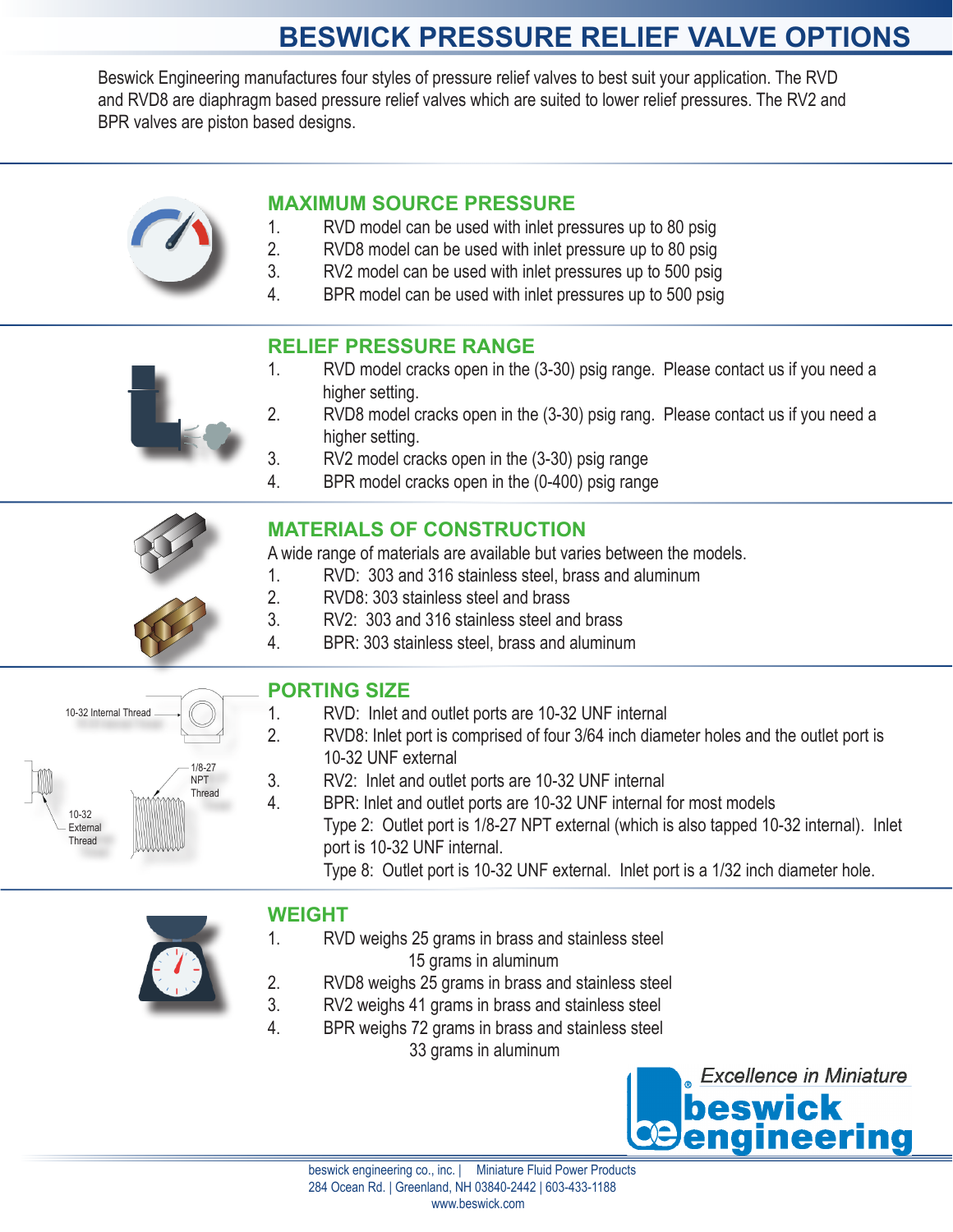# BESWICK PRESSURE RELIEF VALVE OPTIONS

Beswick Engineering manufactures four styles of pressure relief valves to best suit your application. The RVD and RVD8 are diaphragm based pressure relief valves which are suited to lower relief pressures. The RV2 and BPR valves are piston based designs.

## MAXIMUM SOURCE PRESSURE

1. RVD model can be used with inlet pressures up to 80 psig
2. RVD8 model can be used with inlet pressure up to 80 psig
3. RV2 model can be used with inlet pressures up to 500 psig
4. BPR model can be used with inlet pressures up to 500 psig

## RELIEF PRESSURE RANGE

1. RVD model cracks open in the (3-30) psig range. Please contact us if you need a higher setting.
2. RVD8 model cracks open in the (3-30) psig rang. Please contact us if you need a higher setting.
3. RV2 model cracks open in the (3-30) psig range
4. BPR model cracks open in the (0-400) psig range

## MATERIALS OF CONSTRUCTION

A wide range of materials are available but varies between the models.

1. RVD: 303 and 316 stainless steel, brass and aluminum
2. RVD8: 303 stainless steel and brass
3. RV2: 303 and 316 stainless steel and brass
4. BPR: 303 stainless steel, brass and aluminum

## PORTING SIZE

10-32 Internal Thread

10-32 External Thread

1/8-27 NPT Thread

1. RVD: Inlet and outlet ports are 10-32 UNF internal
2. RVD8: Inlet port is comprised of four 3/64 inch diameter holes and the outlet port is 10-32 UNF external
3. RV2: Inlet and outlet ports are 10-32 UNF internal
4. BPR: Inlet and outlet ports are 10-32 UNF internal for most models
   Type 2: Outlet port is 1/8-27 NPT external (which is also tapped 10-32 internal). Inlet port is 10-32 UNF internal.
   Type 8: Outlet port is 10-32 UNF external. Inlet port is a 1/32 inch diameter hole.

## WEIGHT

1. RVD weighs 25 grams in brass and stainless steel
   15 grams in aluminum
2. RVD8 weighs 25 grams in brass and stainless steel
3. RV2 weighs 41 grams in brass and stainless steel
4. BPR weighs 72 grams in brass and stainless steel
   33 grams in aluminum

Excellence in Miniature
beswick engineering

beswick engineering co., inc. | Miniature Fluid Power Products
284 Ocean Rd. | Greenland, NH 03840-2442 | 603-433-1188
www.beswick.com